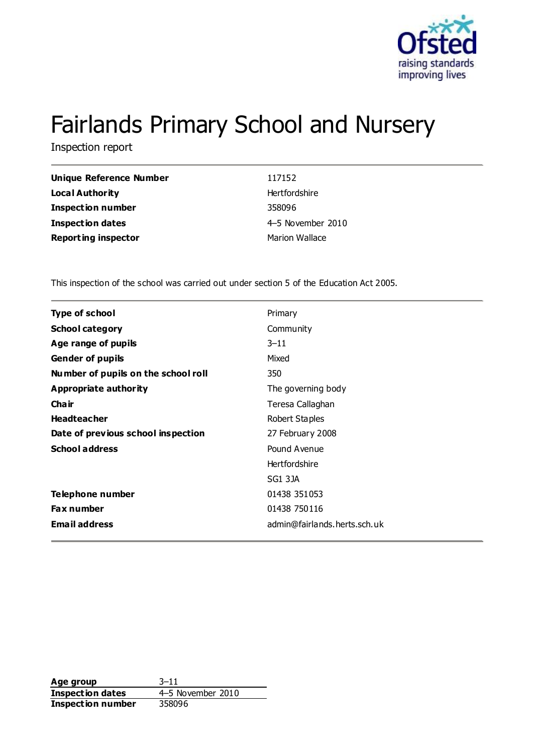# Fairlands Primary School and Nursery

Inspection report

| | |
|---|---|
| **Unique Reference Number** | 117152 |
| **Local Authority** | Hertfordshire |
| **Inspection number** | 358096 |
| **Inspection dates** | 4–5 November 2010 |
| **Reporting inspector** | Marion Wallace |

This inspection of the school was carried out under section 5 of the Education Act 2005.

| | |
|---|---|
| **Type of school** | Primary |
| **School category** | Community |
| **Age range of pupils** | 3–11 |
| **Gender of pupils** | Mixed |
| **Number of pupils on the school roll** | 350 |
| **Appropriate authority** | The governing body |
| **Chair** | Teresa Callaghan |
| **Headteacher** | Robert Staples |
| **Date of previous school inspection** | 27 February 2008 |
| **School address** | Pound Avenue<br>Hertfordshire<br>SG1 3JA |
| **Telephone number** | 01438 351053 |
| **Fax number** | 01438 750116 |
| **Email address** | admin@fairlands.herts.sch.uk |

| | |
|---|---|
| **Age group** | 3–11 |
| **Inspection dates** | 4–5 November 2010 |
| **Inspection number** | 358096 |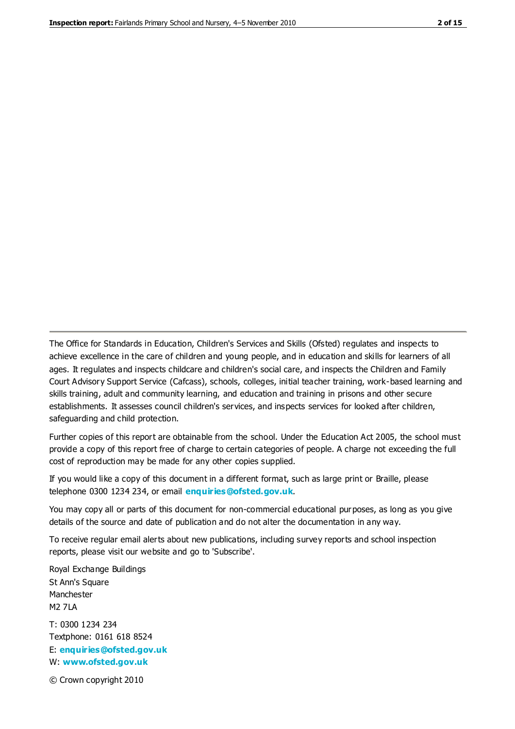The Office for Standards in Education, Children's Services and Skills (Ofsted) regulates and inspects to achieve excellence in the care of children and young people, and in education and skills for learners of all ages. It regulates and inspects childcare and children's social care, and inspects the Children and Family Court Advisory Support Service (Cafcass), schools, colleges, initial teacher training, work-based learning and skills training, adult and community learning, and education and training in prisons and other secure establishments. It assesses council children's services, and inspects services for looked after children, safeguarding and child protection.

Further copies of this report are obtainable from the school. Under the Education Act 2005, the school must provide a copy of this report free of charge to certain categories of people. A charge not exceeding the full cost of reproduction may be made for any other copies supplied.

If you would like a copy of this document in a different format, such as large print or Braille, please telephone 0300 1234 234, or email **enquiries@ofsted.gov.uk**.

You may copy all or parts of this document for non-commercial educational purposes, as long as you give details of the source and date of publication and do not alter the documentation in any way.

To receive regular email alerts about new publications, including survey reports and school inspection reports, please visit our website and go to 'Subscribe'.

Royal Exchange Buildings
St Ann's Square
Manchester
M2 7LA

T: 0300 1234 234
Textphone: 0161 618 8524
E: **enquiries@ofsted.gov.uk**
W: **www.ofsted.gov.uk**

© Crown copyright 2010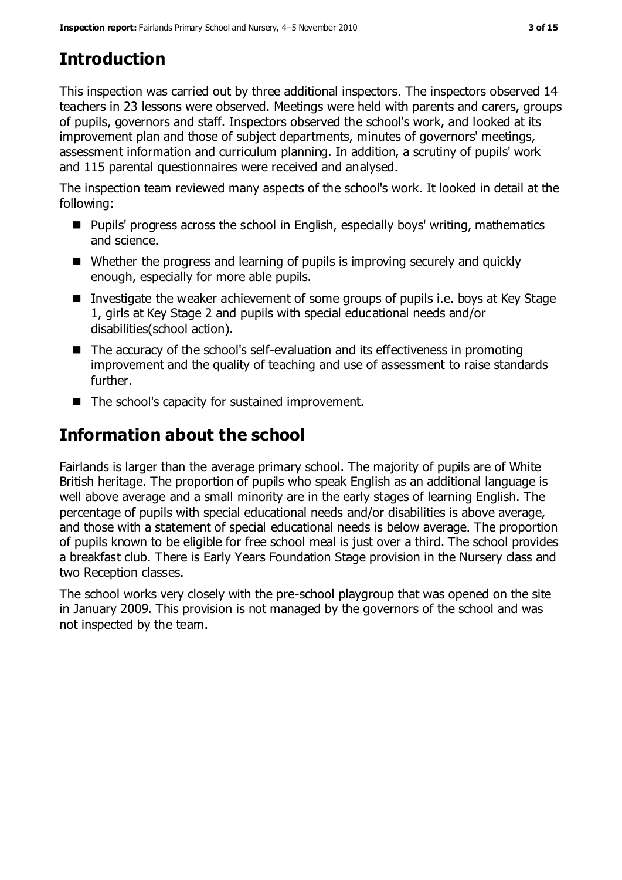# Introduction

This inspection was carried out by three additional inspectors. The inspectors observed 14 teachers in 23 lessons were observed. Meetings were held with parents and carers, groups of pupils, governors and staff. Inspectors observed the school's work, and looked at its improvement plan and those of subject departments, minutes of governors' meetings, assessment information and curriculum planning. In addition, a scrutiny of pupils' work and 115 parental questionnaires were received and analysed.

The inspection team reviewed many aspects of the school's work. It looked in detail at the following:

- Pupils' progress across the school in English, especially boys' writing, mathematics and science.
- Whether the progress and learning of pupils is improving securely and quickly enough, especially for more able pupils.
- Investigate the weaker achievement of some groups of pupils i.e. boys at Key Stage 1, girls at Key Stage 2 and pupils with special educational needs and/or disabilities(school action).
- The accuracy of the school's self-evaluation and its effectiveness in promoting improvement and the quality of teaching and use of assessment to raise standards further.
- The school's capacity for sustained improvement.

# Information about the school

Fairlands is larger than the average primary school. The majority of pupils are of White British heritage. The proportion of pupils who speak English as an additional language is well above average and a small minority are in the early stages of learning English. The percentage of pupils with special educational needs and/or disabilities is above average, and those with a statement of special educational needs is below average. The proportion of pupils known to be eligible for free school meal is just over a third. The school provides a breakfast club. There is Early Years Foundation Stage provision in the Nursery class and two Reception classes.

The school works very closely with the pre-school playgroup that was opened on the site in January 2009. This provision is not managed by the governors of the school and was not inspected by the team.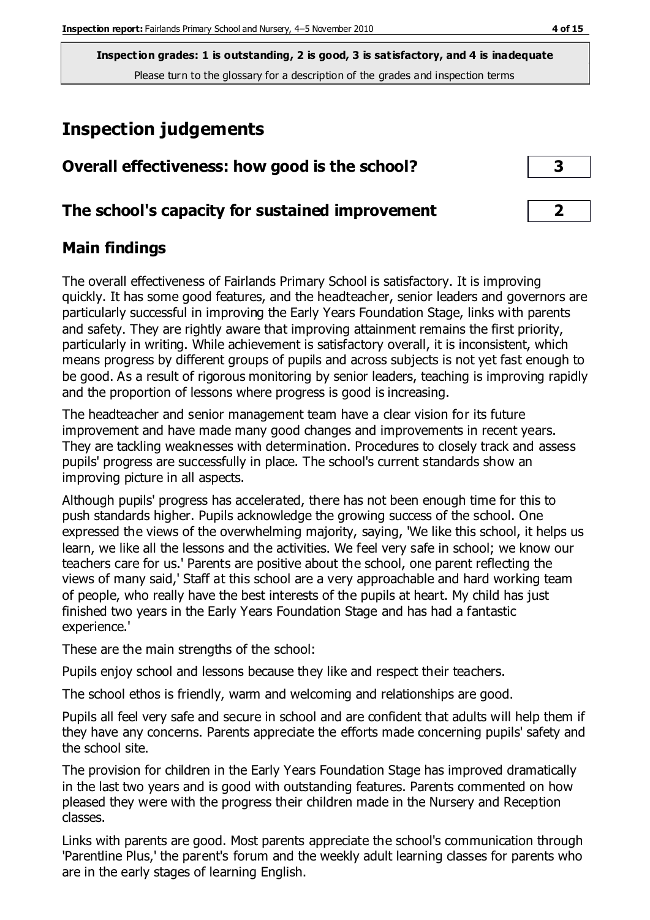**Inspection grades: 1 is outstanding, 2 is good, 3 is satisfactory, and 4 is inadequate**
Please turn to the glossary for a description of the grades and inspection terms

# Inspection judgements

| Overall effectiveness: how good is the school? | 3 |
|---|---|
| **The school's capacity for sustained improvement** | **2** |

## Main findings

The overall effectiveness of Fairlands Primary School is satisfactory. It is improving quickly. It has some good features, and the headteacher, senior leaders and governors are particularly successful in improving the Early Years Foundation Stage, links with parents and safety. They are rightly aware that improving attainment remains the first priority, particularly in writing. While achievement is satisfactory overall, it is inconsistent, which means progress by different groups of pupils and across subjects is not yet fast enough to be good. As a result of rigorous monitoring by senior leaders, teaching is improving rapidly and the proportion of lessons where progress is good is increasing.

The headteacher and senior management team have a clear vision for its future improvement and have made many good changes and improvements in recent years. They are tackling weaknesses with determination. Procedures to closely track and assess pupils' progress are successfully in place. The school's current standards show an improving picture in all aspects.

Although pupils' progress has accelerated, there has not been enough time for this to push standards higher. Pupils acknowledge the growing success of the school. One expressed the views of the overwhelming majority, saying, 'We like this school, it helps us learn, we like all the lessons and the activities. We feel very safe in school; we know our teachers care for us.' Parents are positive about the school, one parent reflecting the views of many said,' Staff at this school are a very approachable and hard working team of people, who really have the best interests of the pupils at heart. My child has just finished two years in the Early Years Foundation Stage and has had a fantastic experience.'

These are the main strengths of the school:

Pupils enjoy school and lessons because they like and respect their teachers.

The school ethos is friendly, warm and welcoming and relationships are good.

Pupils all feel very safe and secure in school and are confident that adults will help them if they have any concerns. Parents appreciate the efforts made concerning pupils' safety and the school site.

The provision for children in the Early Years Foundation Stage has improved dramatically in the last two years and is good with outstanding features. Parents commented on how pleased they were with the progress their children made in the Nursery and Reception classes.

Links with parents are good. Most parents appreciate the school's communication through 'Parentline Plus,' the parent's forum and the weekly adult learning classes for parents who are in the early stages of learning English.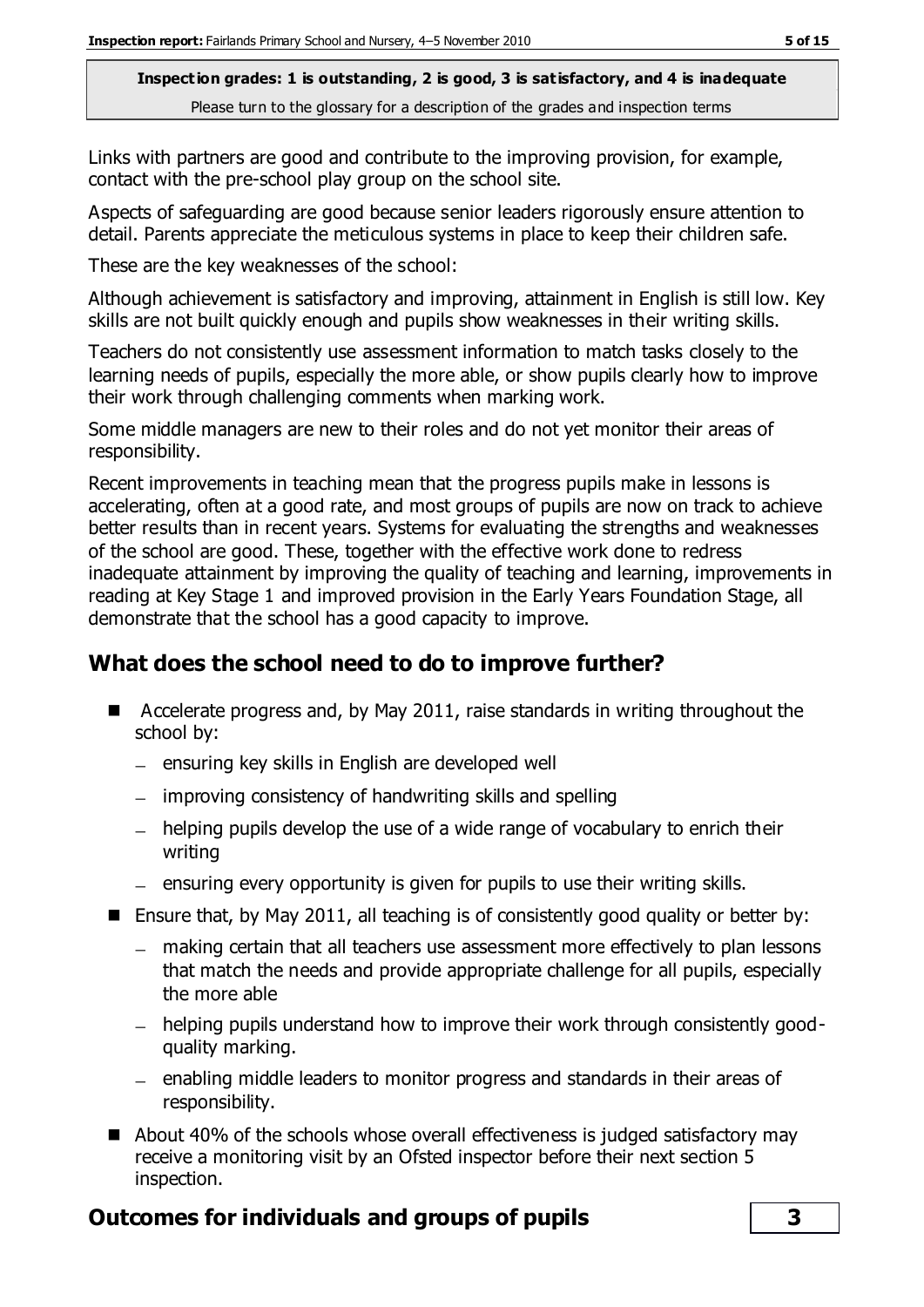**Inspection grades: 1 is outstanding, 2 is good, 3 is satisfactory, and 4 is inadequate**

Please turn to the glossary for a description of the grades and inspection terms

Links with partners are good and contribute to the improving provision, for example, contact with the pre-school play group on the school site.

Aspects of safeguarding are good because senior leaders rigorously ensure attention to detail. Parents appreciate the meticulous systems in place to keep their children safe.

These are the key weaknesses of the school:

Although achievement is satisfactory and improving, attainment in English is still low. Key skills are not built quickly enough and pupils show weaknesses in their writing skills.

Teachers do not consistently use assessment information to match tasks closely to the learning needs of pupils, especially the more able, or show pupils clearly how to improve their work through challenging comments when marking work.

Some middle managers are new to their roles and do not yet monitor their areas of responsibility.

Recent improvements in teaching mean that the progress pupils make in lessons is accelerating, often at a good rate, and most groups of pupils are now on track to achieve better results than in recent years. Systems for evaluating the strengths and weaknesses of the school are good. These, together with the effective work done to redress inadequate attainment by improving the quality of teaching and learning, improvements in reading at Key Stage 1 and improved provision in the Early Years Foundation Stage, all demonstrate that the school has a good capacity to improve.

## What does the school need to do to improve further?

- Accelerate progress and, by May 2011, raise standards in writing throughout the school by:
  - ensuring key skills in English are developed well
  - improving consistency of handwriting skills and spelling
  - helping pupils develop the use of a wide range of vocabulary to enrich their writing
  - ensuring every opportunity is given for pupils to use their writing skills.
- Ensure that, by May 2011, all teaching is of consistently good quality or better by:
  - making certain that all teachers use assessment more effectively to plan lessons that match the needs and provide appropriate challenge for all pupils, especially the more able
  - helping pupils understand how to improve their work through consistently good-quality marking.
  - enabling middle leaders to monitor progress and standards in their areas of responsibility.
- About 40% of the schools whose overall effectiveness is judged satisfactory may receive a monitoring visit by an Ofsted inspector before their next section 5 inspection.

## Outcomes for individuals and groups of pupils — 3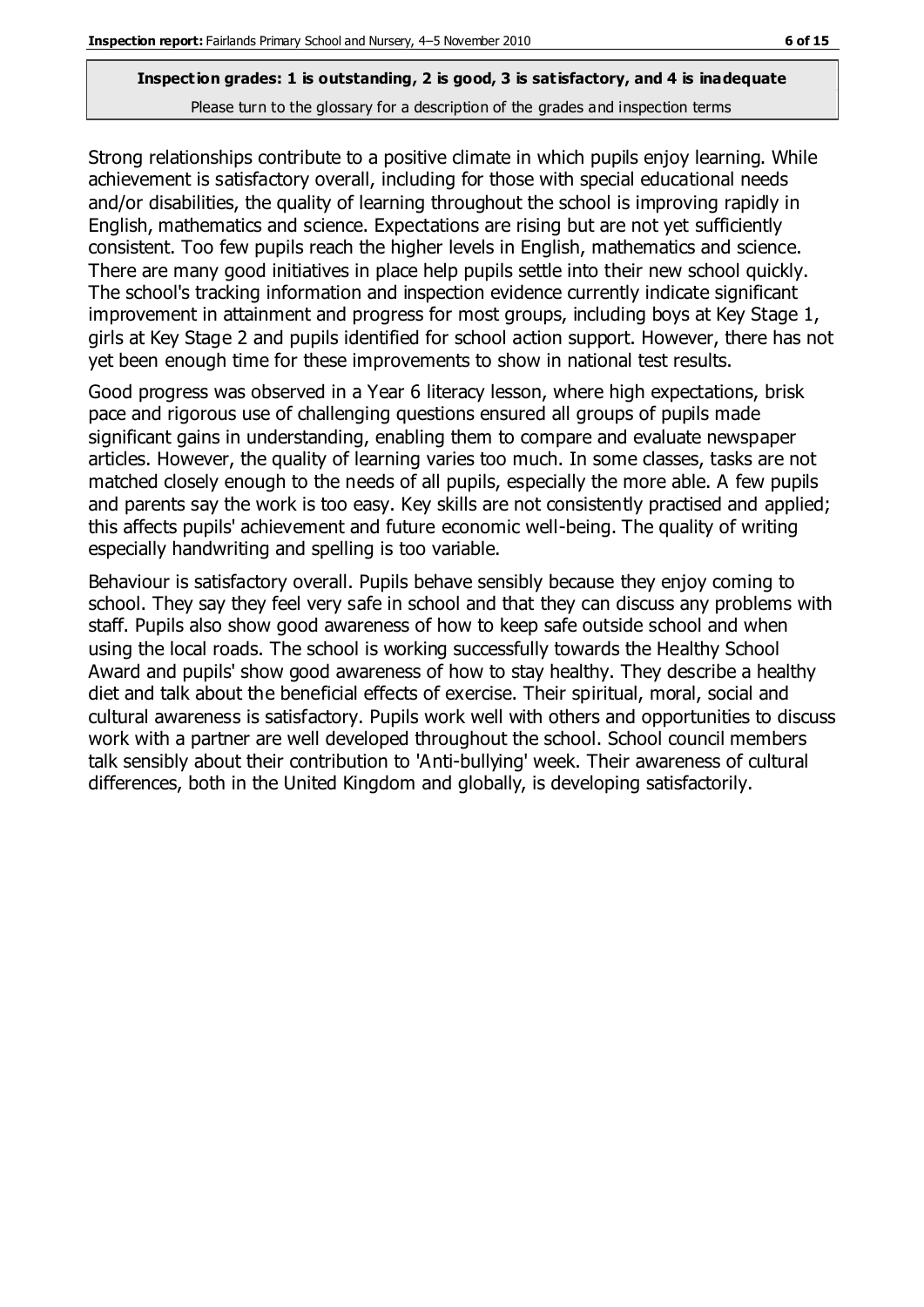**Inspection grades: 1 is outstanding, 2 is good, 3 is satisfactory, and 4 is inadequate**
Please turn to the glossary for a description of the grades and inspection terms

Strong relationships contribute to a positive climate in which pupils enjoy learning. While achievement is satisfactory overall, including for those with special educational needs and/or disabilities, the quality of learning throughout the school is improving rapidly in English, mathematics and science. Expectations are rising but are not yet sufficiently consistent. Too few pupils reach the higher levels in English, mathematics and science. There are many good initiatives in place help pupils settle into their new school quickly. The school's tracking information and inspection evidence currently indicate significant improvement in attainment and progress for most groups, including boys at Key Stage 1, girls at Key Stage 2 and pupils identified for school action support. However, there has not yet been enough time for these improvements to show in national test results.

Good progress was observed in a Year 6 literacy lesson, where high expectations, brisk pace and rigorous use of challenging questions ensured all groups of pupils made significant gains in understanding, enabling them to compare and evaluate newspaper articles. However, the quality of learning varies too much. In some classes, tasks are not matched closely enough to the needs of all pupils, especially the more able. A few pupils and parents say the work is too easy. Key skills are not consistently practised and applied; this affects pupils' achievement and future economic well-being. The quality of writing especially handwriting and spelling is too variable.

Behaviour is satisfactory overall. Pupils behave sensibly because they enjoy coming to school. They say they feel very safe in school and that they can discuss any problems with staff. Pupils also show good awareness of how to keep safe outside school and when using the local roads. The school is working successfully towards the Healthy School Award and pupils' show good awareness of how to stay healthy. They describe a healthy diet and talk about the beneficial effects of exercise. Their spiritual, moral, social and cultural awareness is satisfactory. Pupils work well with others and opportunities to discuss work with a partner are well developed throughout the school. School council members talk sensibly about their contribution to 'Anti-bullying' week. Their awareness of cultural differences, both in the United Kingdom and globally, is developing satisfactorily.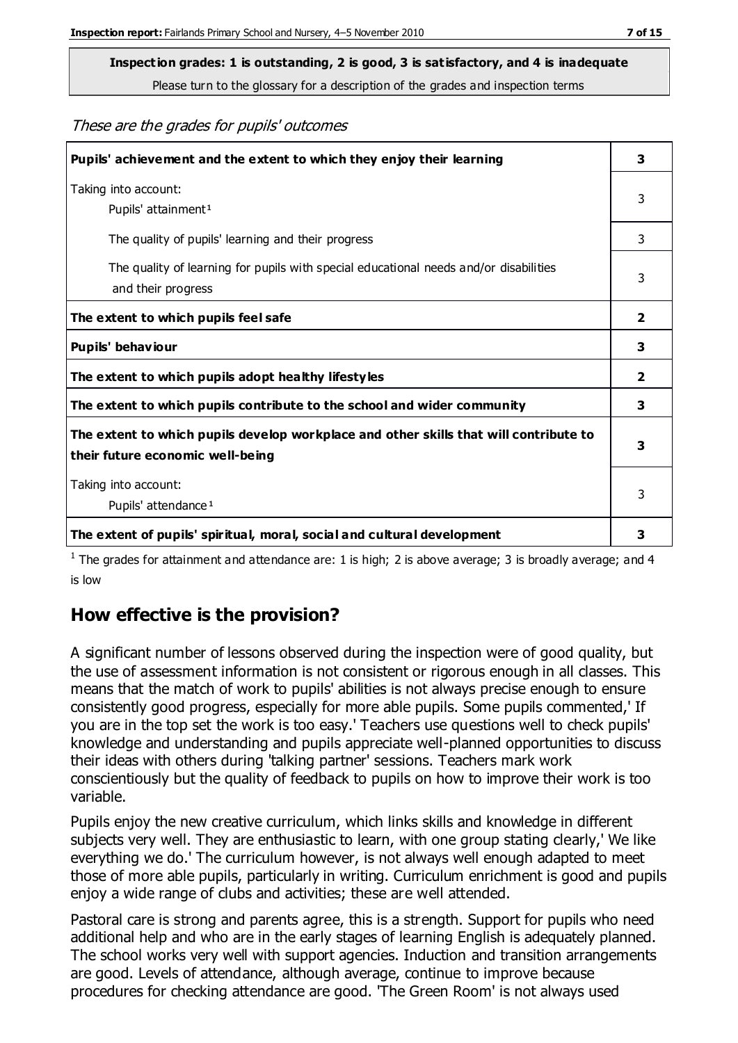**Inspection grades: 1 is outstanding, 2 is good, 3 is satisfactory, and 4 is inadequate**

Please turn to the glossary for a description of the grades and inspection terms

*These are the grades for pupils' outcomes*

| Pupils' achievement and the extent to which they enjoy their learning | 3 |
|---|---|
| Taking into account: Pupils' attainment[1] | 3 |
| The quality of pupils' learning and their progress | 3 |
| The quality of learning for pupils with special educational needs and/or disabilities and their progress | 3 |
| **The extent to which pupils feel safe** | **2** |
| **Pupils' behaviour** | **3** |
| **The extent to which pupils adopt healthy lifestyles** | **2** |
| **The extent to which pupils contribute to the school and wider community** | **3** |
| **The extent to which pupils develop workplace and other skills that will contribute to their future economic well-being** | **3** |
| Taking into account: Pupils' attendance[1] | 3 |
| **The extent of pupils' spiritual, moral, social and cultural development** | **3** |

[1] The grades for attainment and attendance are: 1 is high; 2 is above average; 3 is broadly average; and 4 is low

## How effective is the provision?

A significant number of lessons observed during the inspection were of good quality, but the use of assessment information is not consistent or rigorous enough in all classes. This means that the match of work to pupils' abilities is not always precise enough to ensure consistently good progress, especially for more able pupils. Some pupils commented,' If you are in the top set the work is too easy.' Teachers use questions well to check pupils' knowledge and understanding and pupils appreciate well-planned opportunities to discuss their ideas with others during 'talking partner' sessions. Teachers mark work conscientiously but the quality of feedback to pupils on how to improve their work is too variable.

Pupils enjoy the new creative curriculum, which links skills and knowledge in different subjects very well. They are enthusiastic to learn, with one group stating clearly,' We like everything we do.' The curriculum however, is not always well enough adapted to meet those of more able pupils, particularly in writing. Curriculum enrichment is good and pupils enjoy a wide range of clubs and activities; these are well attended.

Pastoral care is strong and parents agree, this is a strength. Support for pupils who need additional help and who are in the early stages of learning English is adequately planned. The school works very well with support agencies. Induction and transition arrangements are good. Levels of attendance, although average, continue to improve because procedures for checking attendance are good. 'The Green Room' is not always used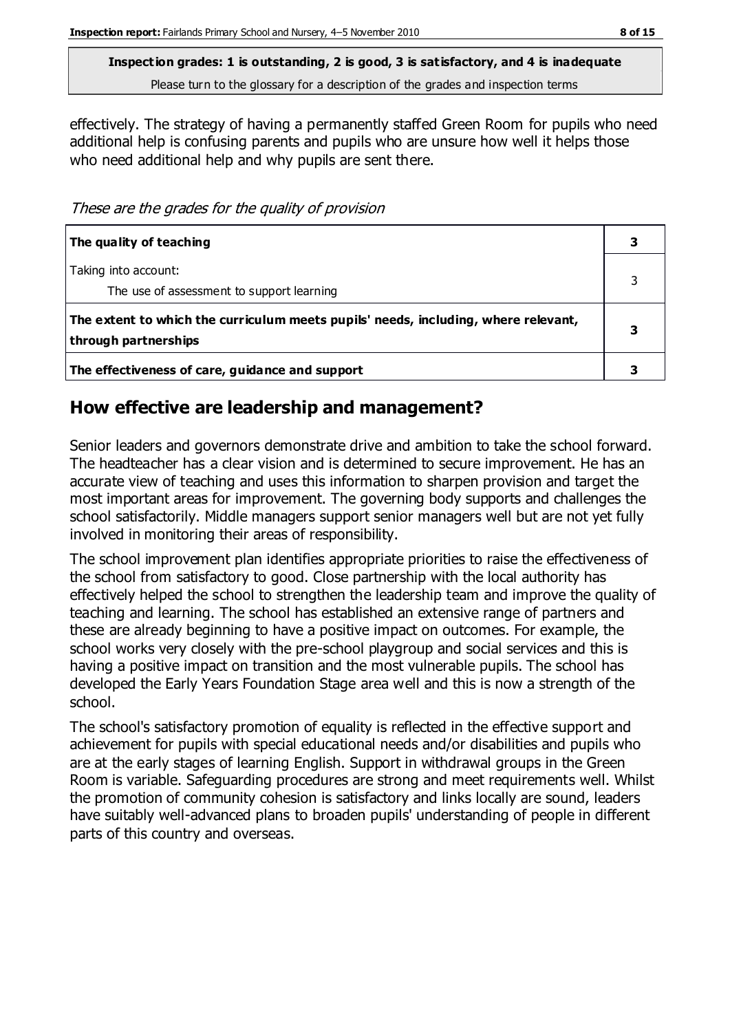**Inspection grades: 1 is outstanding, 2 is good, 3 is satisfactory, and 4 is inadequate**
Please turn to the glossary for a description of the grades and inspection terms

effectively. The strategy of having a permanently staffed Green Room for pupils who need additional help is confusing parents and pupils who are unsure how well it helps those who need additional help and why pupils are sent there.

*These are the grades for the quality of provision*

| | |
|---|---|
| **The quality of teaching** | **3** |
| Taking into account:<br>The use of assessment to support learning | 3 |
| **The extent to which the curriculum meets pupils' needs, including, where relevant, through partnerships** | **3** |
| **The effectiveness of care, guidance and support** | **3** |

## How effective are leadership and management?

Senior leaders and governors demonstrate drive and ambition to take the school forward. The headteacher has a clear vision and is determined to secure improvement. He has an accurate view of teaching and uses this information to sharpen provision and target the most important areas for improvement. The governing body supports and challenges the school satisfactorily. Middle managers support senior managers well but are not yet fully involved in monitoring their areas of responsibility.

The school improvement plan identifies appropriate priorities to raise the effectiveness of the school from satisfactory to good. Close partnership with the local authority has effectively helped the school to strengthen the leadership team and improve the quality of teaching and learning. The school has established an extensive range of partners and these are already beginning to have a positive impact on outcomes. For example, the school works very closely with the pre-school playgroup and social services and this is having a positive impact on transition and the most vulnerable pupils. The school has developed the Early Years Foundation Stage area well and this is now a strength of the school.

The school's satisfactory promotion of equality is reflected in the effective support and achievement for pupils with special educational needs and/or disabilities and pupils who are at the early stages of learning English. Support in withdrawal groups in the Green Room is variable. Safeguarding procedures are strong and meet requirements well. Whilst the promotion of community cohesion is satisfactory and links locally are sound, leaders have suitably well-advanced plans to broaden pupils' understanding of people in different parts of this country and overseas.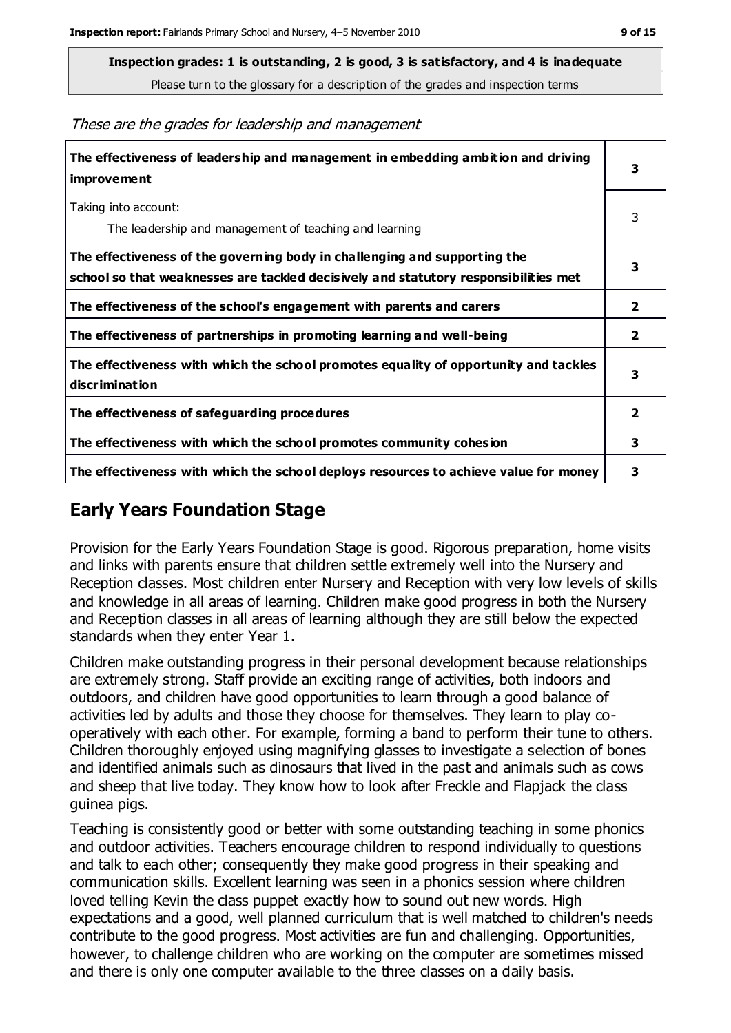**Inspection grades: 1 is outstanding, 2 is good, 3 is satisfactory, and 4 is inadequate**

Please turn to the glossary for a description of the grades and inspection terms

*These are the grades for leadership and management*

| | |
|---|---|
| **The effectiveness of leadership and management in embedding ambition and driving improvement** | **3** |
| Taking into account: The leadership and management of teaching and learning | 3 |
| **The effectiveness of the governing body in challenging and supporting the school so that weaknesses are tackled decisively and statutory responsibilities met** | **3** |
| **The effectiveness of the school's engagement with parents and carers** | **2** |
| **The effectiveness of partnerships in promoting learning and well-being** | **2** |
| **The effectiveness with which the school promotes equality of opportunity and tackles discrimination** | **3** |
| **The effectiveness of safeguarding procedures** | **2** |
| **The effectiveness with which the school promotes community cohesion** | **3** |
| **The effectiveness with which the school deploys resources to achieve value for money** | **3** |

## Early Years Foundation Stage

Provision for the Early Years Foundation Stage is good. Rigorous preparation, home visits and links with parents ensure that children settle extremely well into the Nursery and Reception classes. Most children enter Nursery and Reception with very low levels of skills and knowledge in all areas of learning. Children make good progress in both the Nursery and Reception classes in all areas of learning although they are still below the expected standards when they enter Year 1.

Children make outstanding progress in their personal development because relationships are extremely strong. Staff provide an exciting range of activities, both indoors and outdoors, and children have good opportunities to learn through a good balance of activities led by adults and those they choose for themselves. They learn to play co-operatively with each other. For example, forming a band to perform their tune to others. Children thoroughly enjoyed using magnifying glasses to investigate a selection of bones and identified animals such as dinosaurs that lived in the past and animals such as cows and sheep that live today. They know how to look after Freckle and Flapjack the class guinea pigs.

Teaching is consistently good or better with some outstanding teaching in some phonics and outdoor activities. Teachers encourage children to respond individually to questions and talk to each other; consequently they make good progress in their speaking and communication skills. Excellent learning was seen in a phonics session where children loved telling Kevin the class puppet exactly how to sound out new words. High expectations and a good, well planned curriculum that is well matched to children's needs contribute to the good progress. Most activities are fun and challenging. Opportunities, however, to challenge children who are working on the computer are sometimes missed and there is only one computer available to the three classes on a daily basis.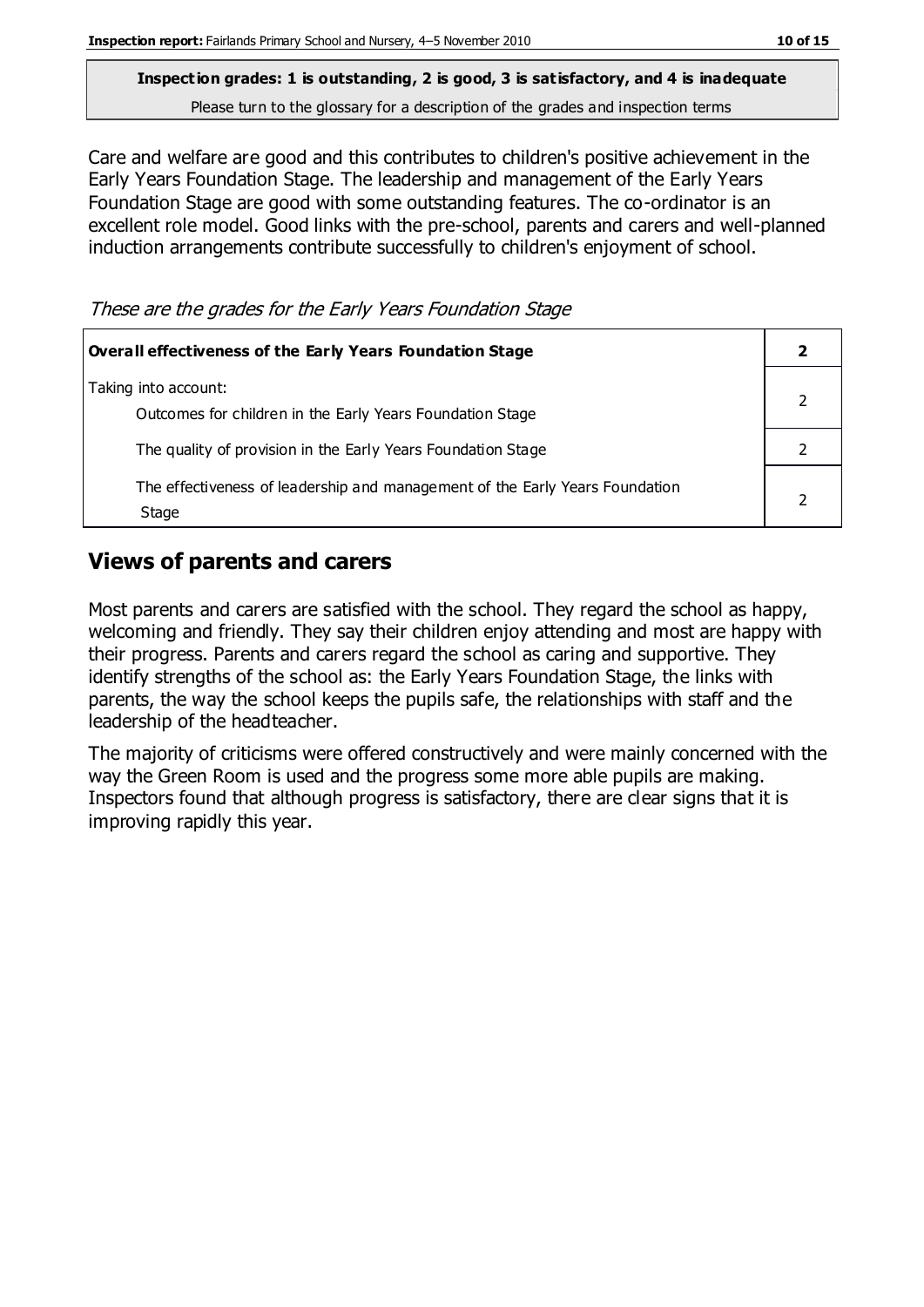**Inspection grades: 1 is outstanding, 2 is good, 3 is satisfactory, and 4 is inadequate**
Please turn to the glossary for a description of the grades and inspection terms

Care and welfare are good and this contributes to children's positive achievement in the Early Years Foundation Stage. The leadership and management of the Early Years Foundation Stage are good with some outstanding features. The co-ordinator is an excellent role model. Good links with the pre-school, parents and carers and well-planned induction arrangements contribute successfully to children's enjoyment of school.

*These are the grades for the Early Years Foundation Stage*

| **Overall effectiveness of the Early Years Foundation Stage** | **2** |
|---|---|
| Taking into account:<br>Outcomes for children in the Early Years Foundation Stage | 2 |
| The quality of provision in the Early Years Foundation Stage | 2 |
| The effectiveness of leadership and management of the Early Years Foundation Stage | 2 |

## Views of parents and carers

Most parents and carers are satisfied with the school. They regard the school as happy, welcoming and friendly. They say their children enjoy attending and most are happy with their progress. Parents and carers regard the school as caring and supportive. They identify strengths of the school as: the Early Years Foundation Stage, the links with parents, the way the school keeps the pupils safe, the relationships with staff and the leadership of the headteacher.

The majority of criticisms were offered constructively and were mainly concerned with the way the Green Room is used and the progress some more able pupils are making. Inspectors found that although progress is satisfactory, there are clear signs that it is improving rapidly this year.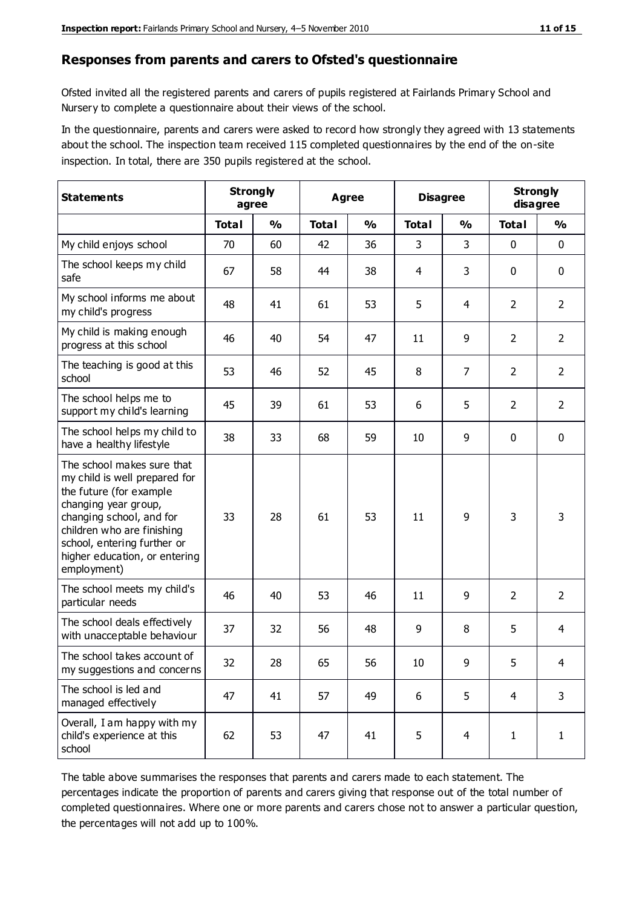## Responses from parents and carers to Ofsted's questionnaire

Ofsted invited all the registered parents and carers of pupils registered at Fairlands Primary School and Nursery to complete a questionnaire about their views of the school.

In the questionnaire, parents and carers were asked to record how strongly they agreed with 13 statements about the school. The inspection team received 115 completed questionnaires by the end of the on-site inspection. In total, there are 350 pupils registered at the school.

| Statements | Strongly agree | | Agree | | Disagree | | Strongly disagree | |
|---|---|---|---|---|---|---|---|---|
| | Total | % | Total | % | Total | % | Total | % |
| My child enjoys school | 70 | 60 | 42 | 36 | 3 | 3 | 0 | 0 |
| The school keeps my child safe | 67 | 58 | 44 | 38 | 4 | 3 | 0 | 0 |
| My school informs me about my child's progress | 48 | 41 | 61 | 53 | 5 | 4 | 2 | 2 |
| My child is making enough progress at this school | 46 | 40 | 54 | 47 | 11 | 9 | 2 | 2 |
| The teaching is good at this school | 53 | 46 | 52 | 45 | 8 | 7 | 2 | 2 |
| The school helps me to support my child's learning | 45 | 39 | 61 | 53 | 6 | 5 | 2 | 2 |
| The school helps my child to have a healthy lifestyle | 38 | 33 | 68 | 59 | 10 | 9 | 0 | 0 |
| The school makes sure that my child is well prepared for the future (for example changing year group, changing school, and for children who are finishing school, entering further or higher education, or entering employment) | 33 | 28 | 61 | 53 | 11 | 9 | 3 | 3 |
| The school meets my child's particular needs | 46 | 40 | 53 | 46 | 11 | 9 | 2 | 2 |
| The school deals effectively with unacceptable behaviour | 37 | 32 | 56 | 48 | 9 | 8 | 5 | 4 |
| The school takes account of my suggestions and concerns | 32 | 28 | 65 | 56 | 10 | 9 | 5 | 4 |
| The school is led and managed effectively | 47 | 41 | 57 | 49 | 6 | 5 | 4 | 3 |
| Overall, I am happy with my child's experience at this school | 62 | 53 | 47 | 41 | 5 | 4 | 1 | 1 |

The table above summarises the responses that parents and carers made to each statement. The percentages indicate the proportion of parents and carers giving that response out of the total number of completed questionnaires. Where one or more parents and carers chose not to answer a particular question, the percentages will not add up to 100%.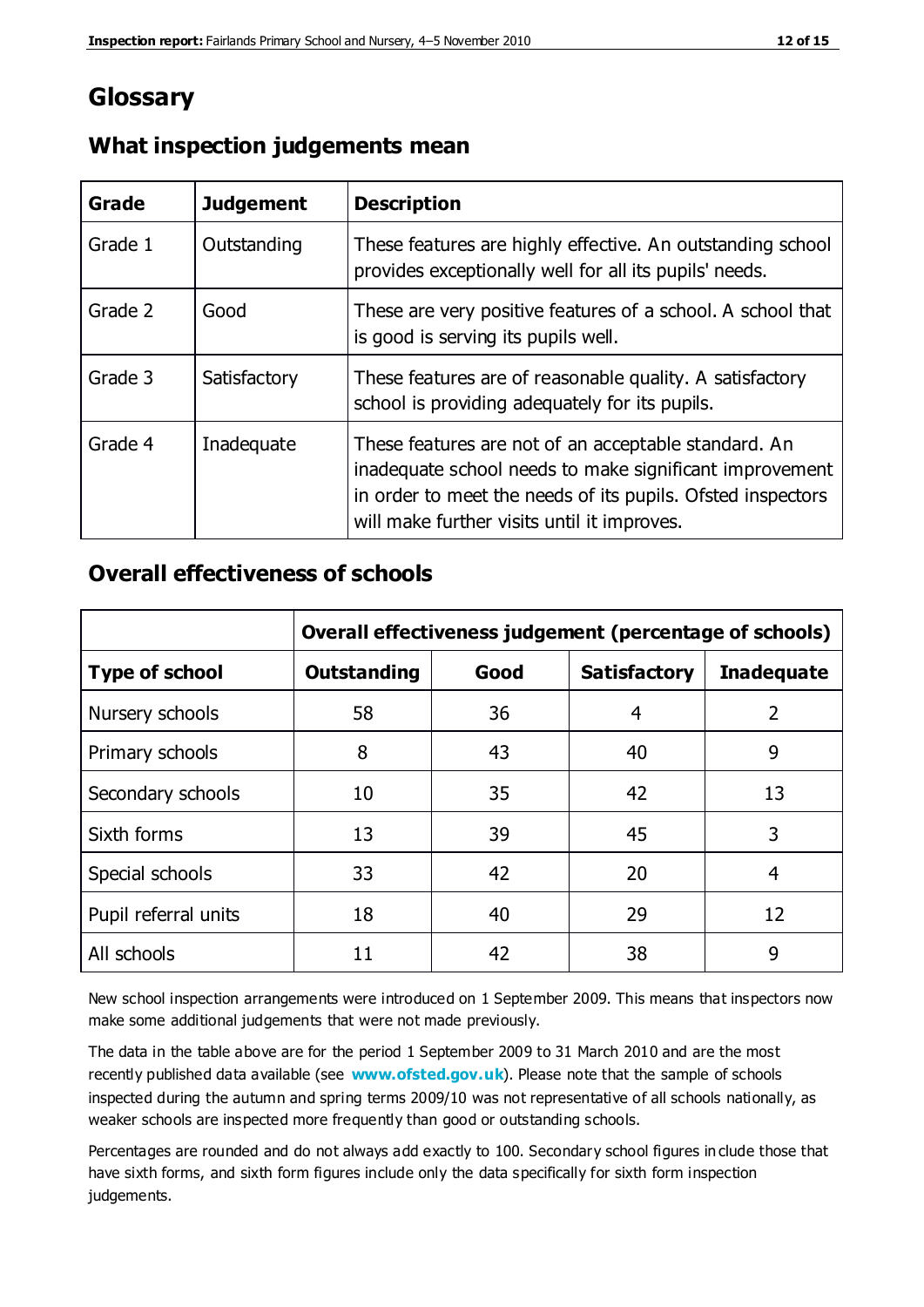# Glossary

## What inspection judgements mean

| Grade | Judgement | Description |
|---|---|---|
| Grade 1 | Outstanding | These features are highly effective. An outstanding school provides exceptionally well for all its pupils' needs. |
| Grade 2 | Good | These are very positive features of a school. A school that is good is serving its pupils well. |
| Grade 3 | Satisfactory | These features are of reasonable quality. A satisfactory school is providing adequately for its pupils. |
| Grade 4 | Inadequate | These features are not of an acceptable standard. An inadequate school needs to make significant improvement in order to meet the needs of its pupils. Ofsted inspectors will make further visits until it improves. |

## Overall effectiveness of schools

| | Overall effectiveness judgement (percentage of schools) | | | |
|---|---|---|---|---|
| **Type of school** | **Outstanding** | **Good** | **Satisfactory** | **Inadequate** |
| Nursery schools | 58 | 36 | 4 | 2 |
| Primary schools | 8 | 43 | 40 | 9 |
| Secondary schools | 10 | 35 | 42 | 13 |
| Sixth forms | 13 | 39 | 45 | 3 |
| Special schools | 33 | 42 | 20 | 4 |
| Pupil referral units | 18 | 40 | 29 | 12 |
| All schools | 11 | 42 | 38 | 9 |

New school inspection arrangements were introduced on 1 September 2009. This means that inspectors now make some additional judgements that were not made previously.

The data in the table above are for the period 1 September 2009 to 31 March 2010 and are the most recently published data available (see **www.ofsted.gov.uk**). Please note that the sample of schools inspected during the autumn and spring terms 2009/10 was not representative of all schools nationally, as weaker schools are inspected more frequently than good or outstanding schools.

Percentages are rounded and do not always add exactly to 100. Secondary school figures include those that have sixth forms, and sixth form figures include only the data specifically for sixth form inspection judgements.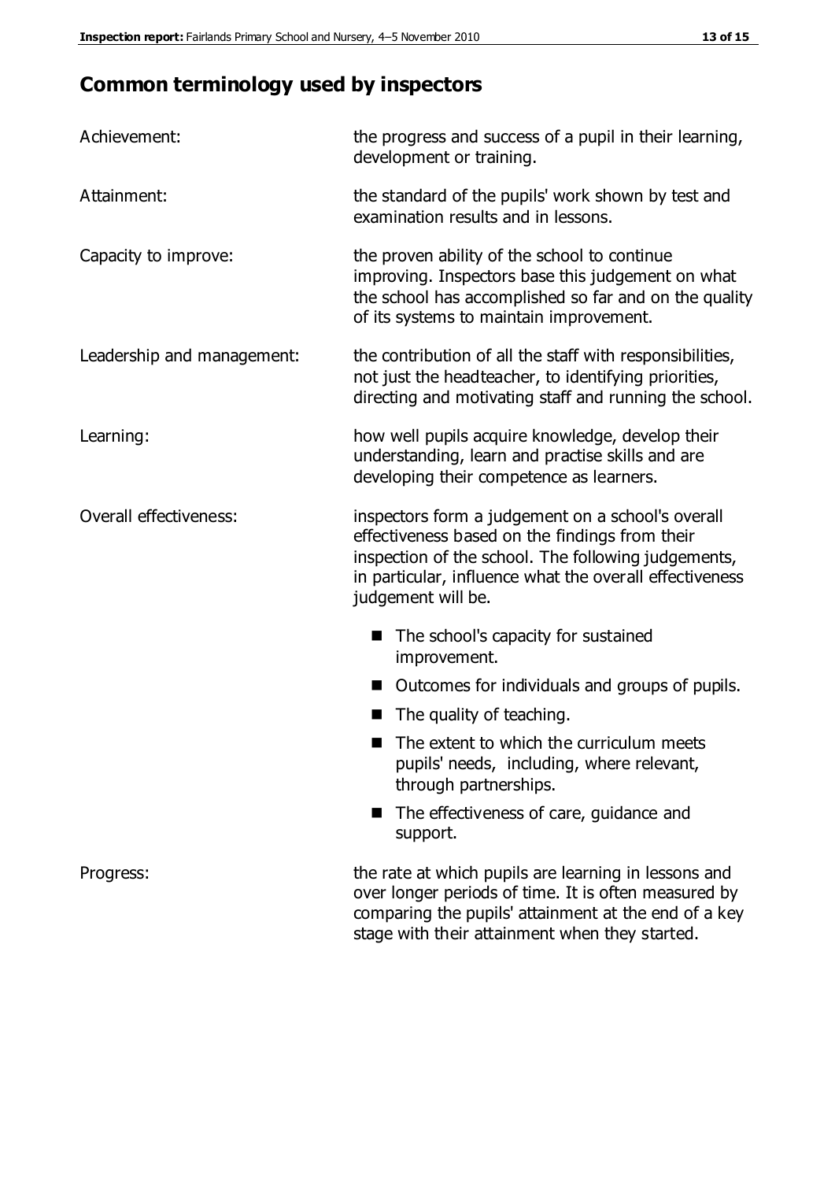## Common terminology used by inspectors

| | |
|---|---|
| Achievement: | the progress and success of a pupil in their learning, development or training. |
| Attainment: | the standard of the pupils' work shown by test and examination results and in lessons. |
| Capacity to improve: | the proven ability of the school to continue improving. Inspectors base this judgement on what the school has accomplished so far and on the quality of its systems to maintain improvement. |
| Leadership and management: | the contribution of all the staff with responsibilities, not just the headteacher, to identifying priorities, directing and motivating staff and running the school. |
| Learning: | how well pupils acquire knowledge, develop their understanding, learn and practise skills and are developing their competence as learners. |
| Overall effectiveness: | inspectors form a judgement on a school's overall effectiveness based on the findings from their inspection of the school. The following judgements, in particular, influence what the overall effectiveness judgement will be. |

- The school's capacity for sustained improvement.
- Outcomes for individuals and groups of pupils.
- The quality of teaching.
- The extent to which the curriculum meets pupils' needs, including, where relevant, through partnerships.
- The effectiveness of care, guidance and support.

| | |
|---|---|
| Progress: | the rate at which pupils are learning in lessons and over longer periods of time. It is often measured by comparing the pupils' attainment at the end of a key stage with their attainment when they started. |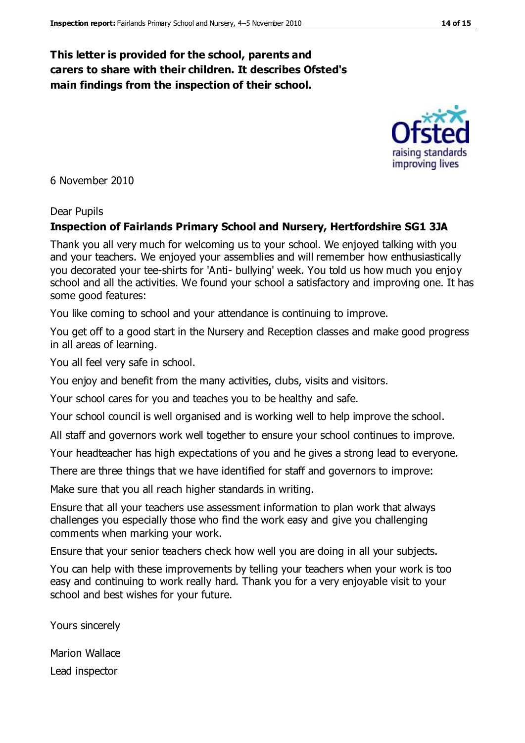**This letter is provided for the school, parents and carers to share with their children. It describes Ofsted's main findings from the inspection of their school.**

6 November 2010

Dear Pupils

**Inspection of Fairlands Primary School and Nursery, Hertfordshire SG1 3JA**

Thank you all very much for welcoming us to your school. We enjoyed talking with you and your teachers. We enjoyed your assemblies and will remember how enthusiastically you decorated your tee-shirts for 'Anti- bullying' week. You told us how much you enjoy school and all the activities. We found your school a satisfactory and improving one. It has some good features:

You like coming to school and your attendance is continuing to improve.

You get off to a good start in the Nursery and Reception classes and make good progress in all areas of learning.

You all feel very safe in school.

You enjoy and benefit from the many activities, clubs, visits and visitors.

Your school cares for you and teaches you to be healthy and safe.

Your school council is well organised and is working well to help improve the school.

All staff and governors work well together to ensure your school continues to improve.

Your headteacher has high expectations of you and he gives a strong lead to everyone.

There are three things that we have identified for staff and governors to improve:

Make sure that you all reach higher standards in writing.

Ensure that all your teachers use assessment information to plan work that always challenges you especially those who find the work easy and give you challenging comments when marking your work.

Ensure that your senior teachers check how well you are doing in all your subjects.

You can help with these improvements by telling your teachers when your work is too easy and continuing to work really hard. Thank you for a very enjoyable visit to your school and best wishes for your future.

Yours sincerely

Marion Wallace

Lead inspector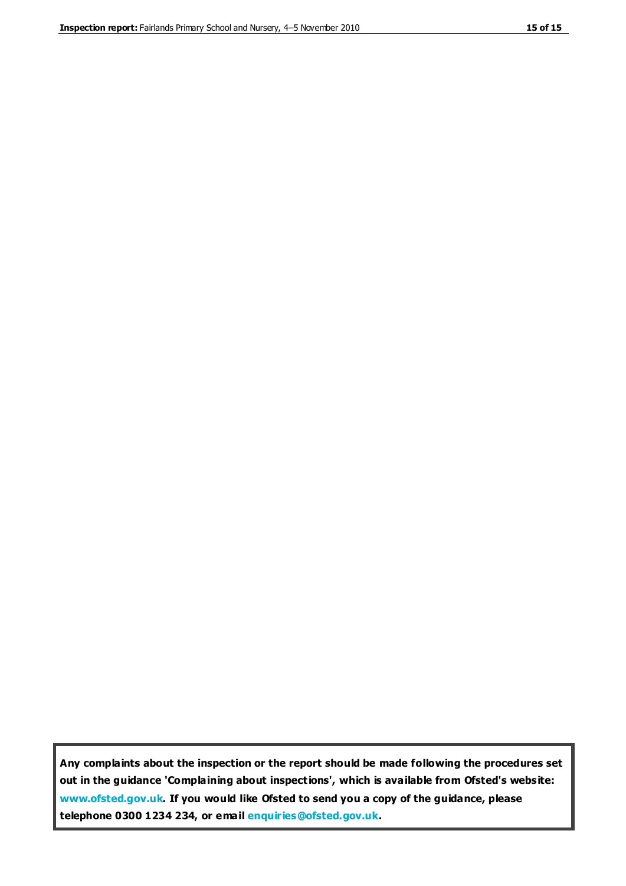**Any complaints about the inspection or the report should be made following the procedures set out in the guidance 'Complaining about inspections', which is available from Ofsted's website: www.ofsted.gov.uk. If you would like Ofsted to send you a copy of the guidance, please telephone 0300 1234 234, or email enquiries@ofsted.gov.uk.**